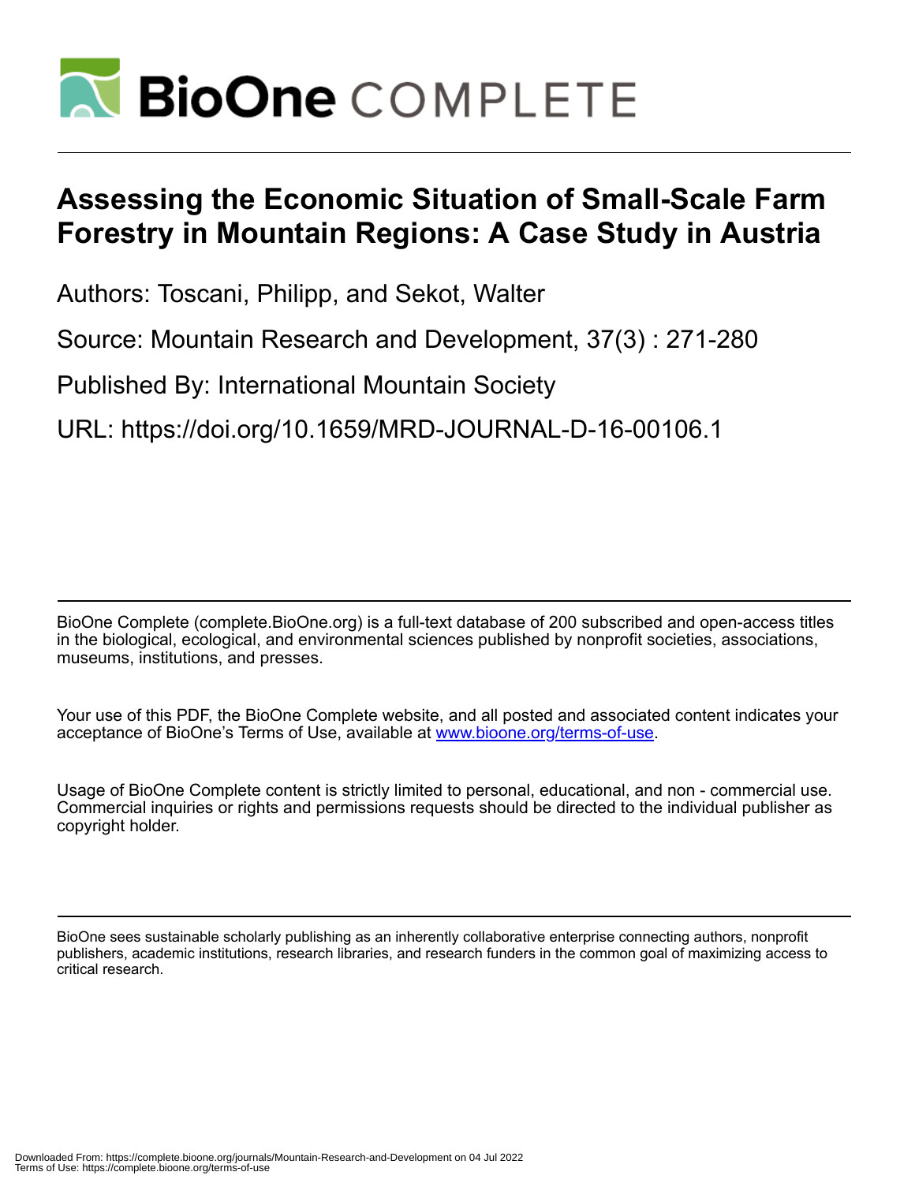# Assessing the Economic Situation of Small-Scale Farm Forestry in Mountain Regions: A Case Study in Austria

Authors: Toscani, Philipp, and Sekot, Walter

Source: Mountain Research and Development, 37(3) : 271-280

Published By: International Mountain Society

URL: https://doi.org/10.1659/MRD-JOURNAL-D-16-00106.1

BioOne Complete (complete.BioOne.org) is a full-text database of 200 subscribed and open-access titles in the biological, ecological, and environmental sciences published by nonprofit societies, associations, museums, institutions, and presses.

Your use of this PDF, the BioOne Complete website, and all posted and associated content indicates your acceptance of BioOne's Terms of Use, available at www.bioone.org/terms-of-use.

Usage of BioOne Complete content is strictly limited to personal, educational, and non - commercial use. Commercial inquiries or rights and permissions requests should be directed to the individual publisher as copyright holder.

BioOne sees sustainable scholarly publishing as an inherently collaborative enterprise connecting authors, nonprofit publishers, academic institutions, research libraries, and research funders in the common goal of maximizing access to critical research.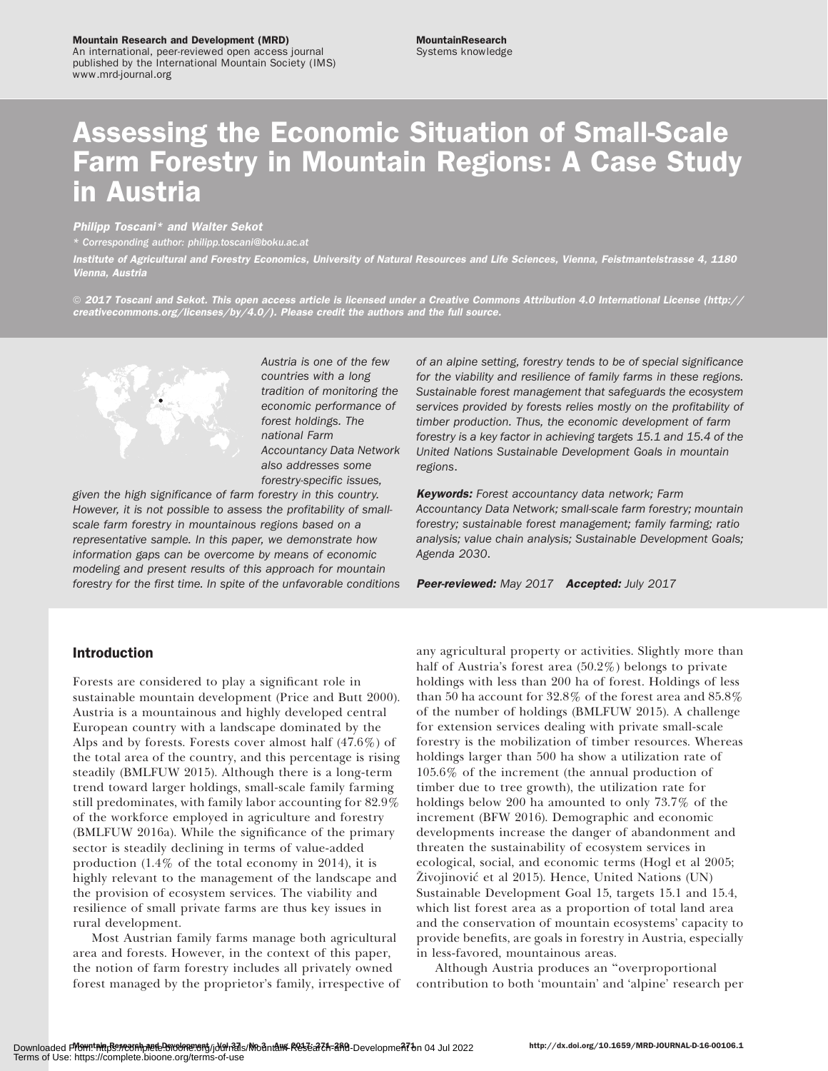Mountain Research and Development (MRD)
An international, peer-reviewed open access journal published by the International Mountain Society (IMS)
www.mrd-journal.org

MountainResearch
Systems knowledge

# Assessing the Economic Situation of Small-Scale Farm Forestry in Mountain Regions: A Case Study in Austria

*Philipp Toscani\* and Walter Sekot*

*\* Corresponding author: philipp.toscani@boku.ac.at*

*Institute of Agricultural and Forestry Economics, University of Natural Resources and Life Sciences, Vienna, Feistmantelstrasse 4, 1180 Vienna, Austria*

*© 2017 Toscani and Sekot. This open access article is licensed under a Creative Commons Attribution 4.0 International License (http://creativecommons.org/licenses/by/4.0/). Please credit the authors and the full source.*

*Austria is one of the few countries with a long tradition of monitoring the economic performance of forest holdings. The national Farm Accountancy Data Network also addresses some forestry-specific issues, given the high significance of farm forestry in this country. However, it is not possible to assess the profitability of small-scale farm forestry in mountainous regions based on a representative sample. In this paper, we demonstrate how information gaps can be overcome by means of economic modeling and present results of this approach for mountain forestry for the first time. In spite of the unfavorable conditions of an alpine setting, forestry tends to be of special significance for the viability and resilience of family farms in these regions. Sustainable forest management that safeguards the ecosystem services provided by forests relies mostly on the profitability of timber production. Thus, the economic development of farm forestry is a key factor in achieving targets 15.1 and 15.4 of the United Nations Sustainable Development Goals in mountain regions.*

***Keywords:*** *Forest accountancy data network; Farm Accountancy Data Network; small-scale farm forestry; mountain forestry; sustainable forest management; family farming; ratio analysis; value chain analysis; Sustainable Development Goals; Agenda 2030.*

***Peer-reviewed:*** *May 2017* ***Accepted:*** *July 2017*

## Introduction

Forests are considered to play a significant role in sustainable mountain development (Price and Butt 2000). Austria is a mountainous and highly developed central European country with a landscape dominated by the Alps and by forests. Forests cover almost half (47.6%) of the total area of the country, and this percentage is rising steadily (BMLFUW 2015). Although there is a long-term trend toward larger holdings, small-scale family farming still predominates, with family labor accounting for 82.9% of the workforce employed in agriculture and forestry (BMLFUW 2016a). While the significance of the primary sector is steadily declining in terms of value-added production (1.4% of the total economy in 2014), it is highly relevant to the management of the landscape and the provision of ecosystem services. The viability and resilience of small private farms are thus key issues in rural development.

Most Austrian family farms manage both agricultural area and forests. However, in the context of this paper, the notion of farm forestry includes all privately owned forest managed by the proprietor's family, irrespective of any agricultural property or activities. Slightly more than half of Austria's forest area (50.2%) belongs to private holdings with less than 200 ha of forest. Holdings of less than 50 ha account for 32.8% of the forest area and 85.8% of the number of holdings (BMLFUW 2015). A challenge for extension services dealing with private small-scale forestry is the mobilization of timber resources. Whereas holdings larger than 500 ha show a utilization rate of 105.6% of the increment (the annual production of timber due to tree growth), the utilization rate for holdings below 200 ha amounted to only 73.7% of the increment (BFW 2016). Demographic and economic developments increase the danger of abandonment and threaten the sustainability of ecosystem services in ecological, social, and economic terms (Hogl et al 2005; Živojinović et al 2015). Hence, United Nations (UN) Sustainable Development Goal 15, targets 15.1 and 15.4, which list forest area as a proportion of total land area and the conservation of mountain ecosystems' capacity to provide benefits, are goals in forestry in Austria, especially in less-favored, mountainous areas.

Although Austria produces an "overproportional contribution to both 'mountain' and 'alpine' research per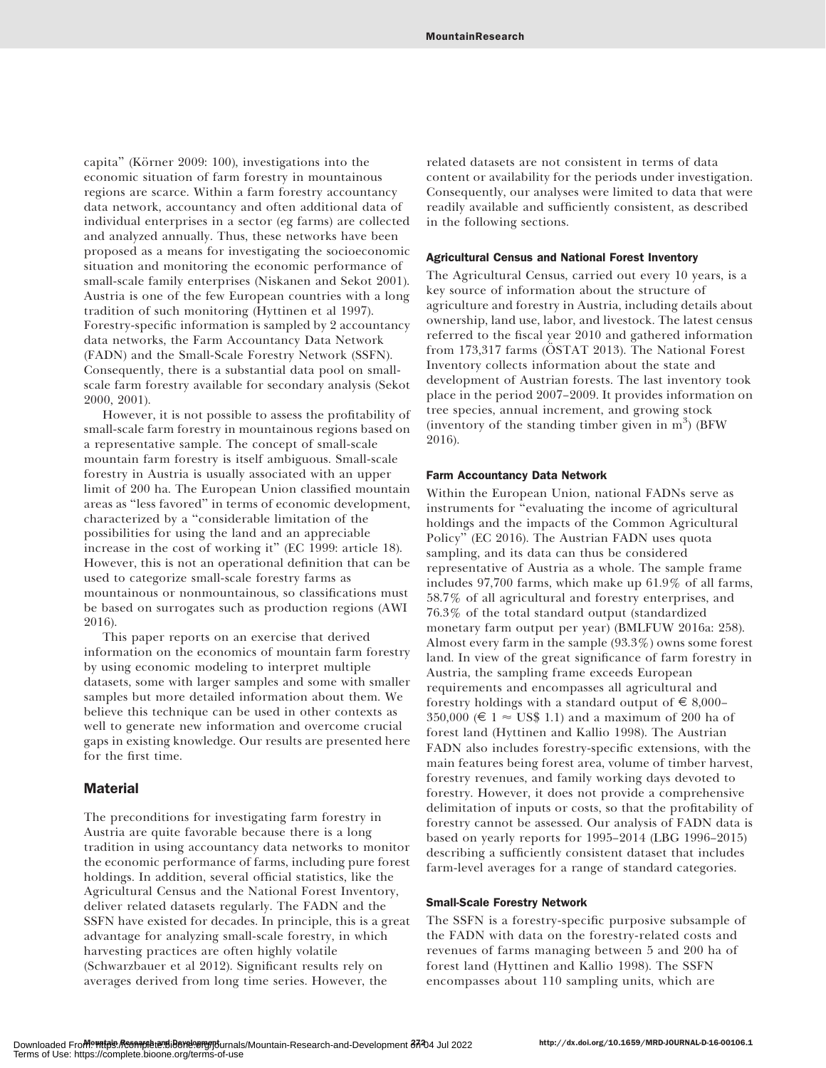capita" (Körner 2009: 100), investigations into the economic situation of farm forestry in mountainous regions are scarce. Within a farm forestry accountancy data network, accountancy and often additional data of individual enterprises in a sector (eg farms) are collected and analyzed annually. Thus, these networks have been proposed as a means for investigating the socioeconomic situation and monitoring the economic performance of small-scale family enterprises (Niskanen and Sekot 2001). Austria is one of the few European countries with a long tradition of such monitoring (Hyttinen et al 1997). Forestry-specific information is sampled by 2 accountancy data networks, the Farm Accountancy Data Network (FADN) and the Small-Scale Forestry Network (SSFN). Consequently, there is a substantial data pool on small-scale farm forestry available for secondary analysis (Sekot 2000, 2001).

However, it is not possible to assess the profitability of small-scale farm forestry in mountainous regions based on a representative sample. The concept of small-scale mountain farm forestry is itself ambiguous. Small-scale forestry in Austria is usually associated with an upper limit of 200 ha. The European Union classified mountain areas as "less favored" in terms of economic development, characterized by a "considerable limitation of the possibilities for using the land and an appreciable increase in the cost of working it" (EC 1999: article 18). However, this is not an operational definition that can be used to categorize small-scale forestry farms as mountainous or nonmountainous, so classifications must be based on surrogates such as production regions (AWI 2016).

This paper reports on an exercise that derived information on the economics of mountain farm forestry by using economic modeling to interpret multiple datasets, some with larger samples and some with smaller samples but more detailed information about them. We believe this technique can be used in other contexts as well to generate new information and overcome crucial gaps in existing knowledge. Our results are presented here for the first time.

## Material

The preconditions for investigating farm forestry in Austria are quite favorable because there is a long tradition in using accountancy data networks to monitor the economic performance of farms, including pure forest holdings. In addition, several official statistics, like the Agricultural Census and the National Forest Inventory, deliver related datasets regularly. The FADN and the SSFN have existed for decades. In principle, this is a great advantage for analyzing small-scale forestry, in which harvesting practices are often highly volatile (Schwarzbauer et al 2012). Significant results rely on averages derived from long time series. However, the related datasets are not consistent in terms of data content or availability for the periods under investigation. Consequently, our analyses were limited to data that were readily available and sufficiently consistent, as described in the following sections.

### Agricultural Census and National Forest Inventory

The Agricultural Census, carried out every 10 years, is a key source of information about the structure of agriculture and forestry in Austria, including details about ownership, land use, labor, and livestock. The latest census referred to the fiscal year 2010 and gathered information from 173,317 farms (ÖSTAT 2013). The National Forest Inventory collects information about the state and development of Austrian forests. The last inventory took place in the period 2007–2009. It provides information on tree species, annual increment, and growing stock (inventory of the standing timber given in $m^3$) (BFW 2016).

### Farm Accountancy Data Network

Within the European Union, national FADNs serve as instruments for "evaluating the income of agricultural holdings and the impacts of the Common Agricultural Policy" (EC 2016). The Austrian FADN uses quota sampling, and its data can thus be considered representative of Austria as a whole. The sample frame includes 97,700 farms, which make up 61.9% of all farms, 58.7% of all agricultural and forestry enterprises, and 76.3% of the total standard output (standardized monetary farm output per year) (BMLFUW 2016a: 258). Almost every farm in the sample (93.3%) owns some forest land. In view of the great significance of farm forestry in Austria, the sampling frame exceeds European requirements and encompasses all agricultural and forestry holdings with a standard output of € 8,000–350,000 (€ 1 ≈ US$ 1.1) and a maximum of 200 ha of forest land (Hyttinen and Kallio 1998). The Austrian FADN also includes forestry-specific extensions, with the main features being forest area, volume of timber harvest, forestry revenues, and family working days devoted to forestry. However, it does not provide a comprehensive delimitation of inputs or costs, so that the profitability of forestry cannot be assessed. Our analysis of FADN data is based on yearly reports for 1995–2014 (LBG 1996–2015) describing a sufficiently consistent dataset that includes farm-level averages for a range of standard categories.

### Small-Scale Forestry Network

The SSFN is a forestry-specific purposive subsample of the FADN with data on the forestry-related costs and revenues of farms managing between 5 and 200 ha of forest land (Hyttinen and Kallio 1998). The SSFN encompasses about 110 sampling units, which are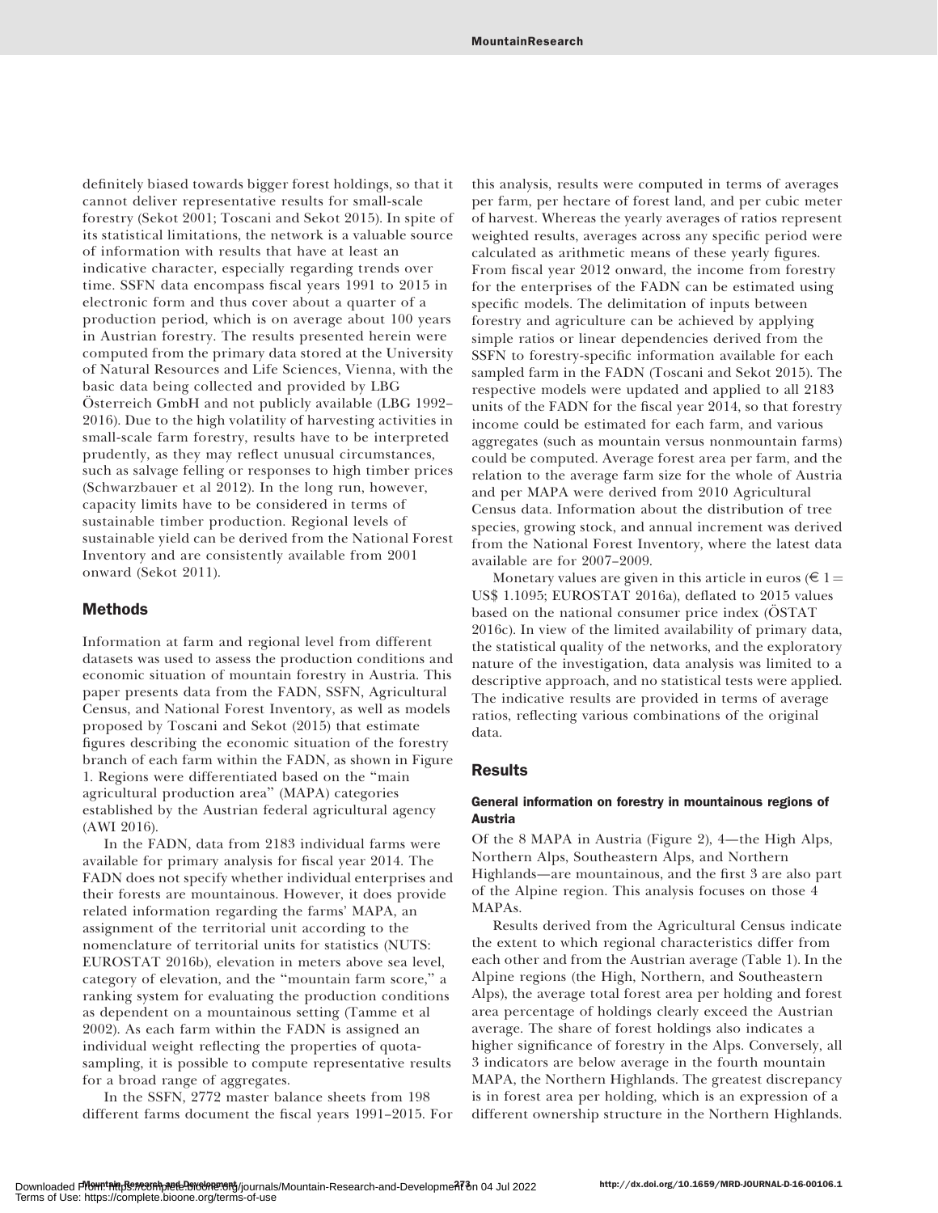definitely biased towards bigger forest holdings, so that it cannot deliver representative results for small-scale forestry (Sekot 2001; Toscani and Sekot 2015). In spite of its statistical limitations, the network is a valuable source of information with results that have at least an indicative character, especially regarding trends over time. SSFN data encompass fiscal years 1991 to 2015 in electronic form and thus cover about a quarter of a production period, which is on average about 100 years in Austrian forestry. The results presented herein were computed from the primary data stored at the University of Natural Resources and Life Sciences, Vienna, with the basic data being collected and provided by LBG Österreich GmbH and not publicly available (LBG 1992–2016). Due to the high volatility of harvesting activities in small-scale farm forestry, results have to be interpreted prudently, as they may reflect unusual circumstances, such as salvage felling or responses to high timber prices (Schwarzbauer et al 2012). In the long run, however, capacity limits have to be considered in terms of sustainable timber production. Regional levels of sustainable yield can be derived from the National Forest Inventory and are consistently available from 2001 onward (Sekot 2011).

## Methods

Information at farm and regional level from different datasets was used to assess the production conditions and economic situation of mountain forestry in Austria. This paper presents data from the FADN, SSFN, Agricultural Census, and National Forest Inventory, as well as models proposed by Toscani and Sekot (2015) that estimate figures describing the economic situation of the forestry branch of each farm within the FADN, as shown in Figure 1. Regions were differentiated based on the "main agricultural production area" (MAPA) categories established by the Austrian federal agricultural agency (AWI 2016).

In the FADN, data from 2183 individual farms were available for primary analysis for fiscal year 2014. The FADN does not specify whether individual enterprises and their forests are mountainous. However, it does provide related information regarding the farms' MAPA, an assignment of the territorial unit according to the nomenclature of territorial units for statistics (NUTS: EUROSTAT 2016b), elevation in meters above sea level, category of elevation, and the "mountain farm score," a ranking system for evaluating the production conditions as dependent on a mountainous setting (Tamme et al 2002). As each farm within the FADN is assigned an individual weight reflecting the properties of quota-sampling, it is possible to compute representative results for a broad range of aggregates.

In the SSFN, 2772 master balance sheets from 198 different farms document the fiscal years 1991–2015. For this analysis, results were computed in terms of averages per farm, per hectare of forest land, and per cubic meter of harvest. Whereas the yearly averages of ratios represent weighted results, averages across any specific period were calculated as arithmetic means of these yearly figures. From fiscal year 2012 onward, the income from forestry for the enterprises of the FADN can be estimated using specific models. The delimitation of inputs between forestry and agriculture can be achieved by applying simple ratios or linear dependencies derived from the SSFN to forestry-specific information available for each sampled farm in the FADN (Toscani and Sekot 2015). The respective models were updated and applied to all 2183 units of the FADN for the fiscal year 2014, so that forestry income could be estimated for each farm, and various aggregates (such as mountain versus nonmountain farms) could be computed. Average forest area per farm, and the relation to the average farm size for the whole of Austria and per MAPA were derived from 2010 Agricultural Census data. Information about the distribution of tree species, growing stock, and annual increment was derived from the National Forest Inventory, where the latest data available are for 2007–2009.

Monetary values are given in this article in euros (€ 1 = US$ 1.1095; EUROSTAT 2016a), deflated to 2015 values based on the national consumer price index (ÖSTAT 2016c). In view of the limited availability of primary data, the statistical quality of the networks, and the exploratory nature of the investigation, data analysis was limited to a descriptive approach, and no statistical tests were applied. The indicative results are provided in terms of average ratios, reflecting various combinations of the original data.

## Results

### General information on forestry in mountainous regions of Austria

Of the 8 MAPA in Austria (Figure 2), 4—the High Alps, Northern Alps, Southeastern Alps, and Northern Highlands—are mountainous, and the first 3 are also part of the Alpine region. This analysis focuses on those 4 MAPAs.

Results derived from the Agricultural Census indicate the extent to which regional characteristics differ from each other and from the Austrian average (Table 1). In the Alpine regions (the High, Northern, and Southeastern Alps), the average total forest area per holding and forest area percentage of holdings clearly exceed the Austrian average. The share of forest holdings also indicates a higher significance of forestry in the Alps. Conversely, all 3 indicators are below average in the fourth mountain MAPA, the Northern Highlands. The greatest discrepancy is in forest area per holding, which is an expression of a different ownership structure in the Northern Highlands.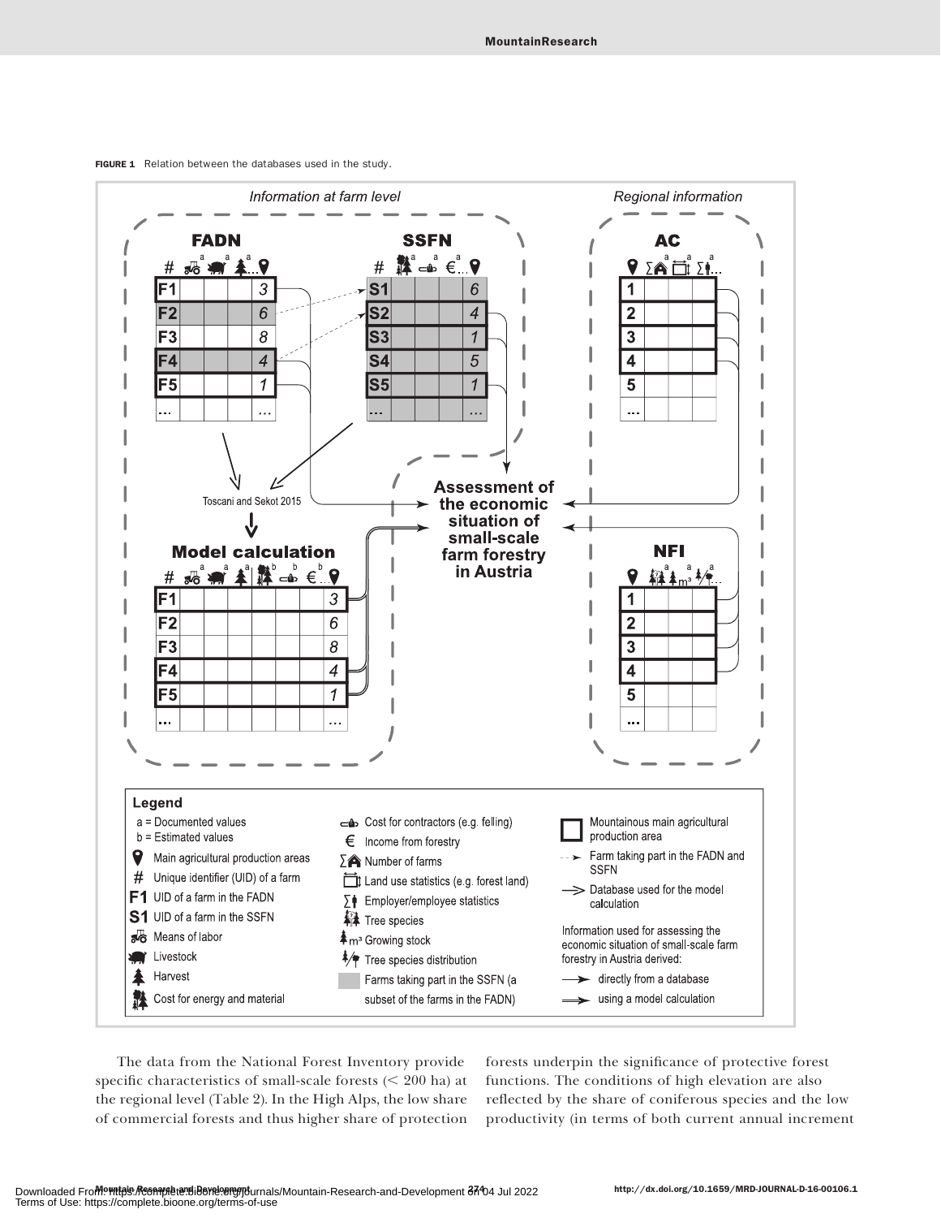**FIGURE 1** Relation between the databases used in the study.

The data from the National Forest Inventory provide specific characteristics of small-scale forests (< 200 ha) at the regional level (Table 2). In the High Alps, the low share of commercial forests and thus higher share of protection forests underpin the significance of protective forest functions. The conditions of high elevation are also reflected by the share of coniferous species and the low productivity (in terms of both current annual increment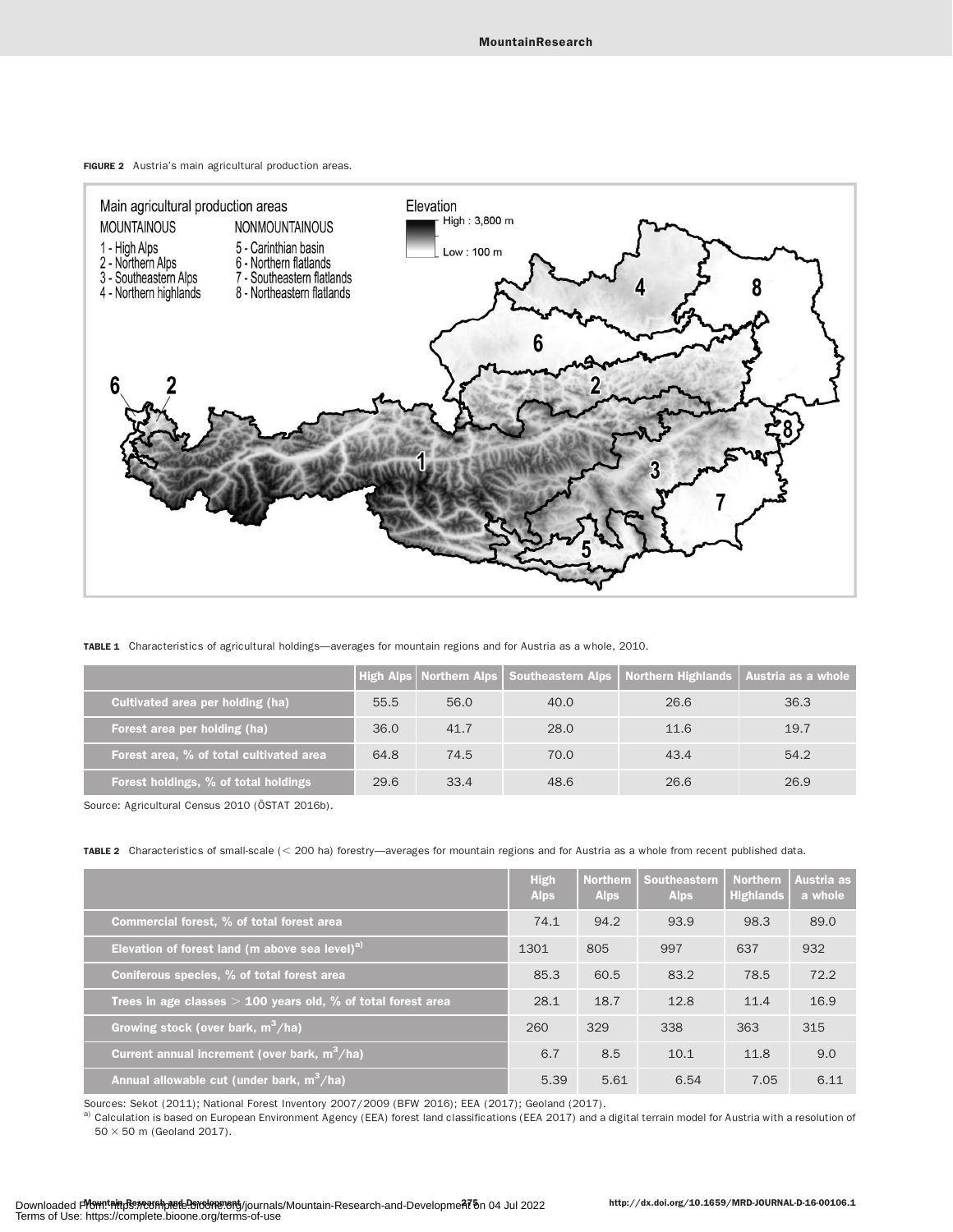FIGURE 2 Austria's main agricultural production areas.

TABLE 1 Characteristics of agricultural holdings—averages for mountain regions and for Austria as a whole, 2010.

| | High Alps | Northern Alps | Southeastern Alps | Northern Highlands | Austria as a whole |
|---|---|---|---|---|---|
| Cultivated area per holding (ha) | 55.5 | 56.0 | 40.0 | 26.6 | 36.3 |
| Forest area per holding (ha) | 36.0 | 41.7 | 28.0 | 11.6 | 19.7 |
| Forest area, % of total cultivated area | 64.8 | 74.5 | 70.0 | 43.4 | 54.2 |
| Forest holdings, % of total holdings | 29.6 | 33.4 | 48.6 | 26.6 | 26.9 |

Source: Agricultural Census 2010 (ÖSTAT 2016b).

TABLE 2 Characteristics of small-scale (< 200 ha) forestry—averages for mountain regions and for Austria as a whole from recent published data.

| | High Alps | Northern Alps | Southeastern Alps | Northern Highlands | Austria as a whole |
|---|---|---|---|---|---|
| Commercial forest, % of total forest area | 74.1 | 94.2 | 93.9 | 98.3 | 89.0 |
| Elevation of forest land (m above sea level)[a] | 1301 | 805 | 997 | 637 | 932 |
| Coniferous species, % of total forest area | 85.3 | 60.5 | 83.2 | 78.5 | 72.2 |
| Trees in age classes > 100 years old, % of total forest area | 28.1 | 18.7 | 12.8 | 11.4 | 16.9 |
| Growing stock (over bark, $m^3$/ha) | 260 | 329 | 338 | 363 | 315 |
| Current annual increment (over bark, $m^3$/ha) | 6.7 | 8.5 | 10.1 | 11.8 | 9.0 |
| Annual allowable cut (under bark, $m^3$/ha) | 5.39 | 5.61 | 6.54 | 7.05 | 6.11 |

Sources: Sekot (2011); National Forest Inventory 2007/2009 (BFW 2016); EEA (2017); Geoland (2017).

[a] Calculation is based on European Environment Agency (EEA) forest land classifications (EEA 2017) and a digital terrain model for Austria with a resolution of 50 × 50 m (Geoland 2017).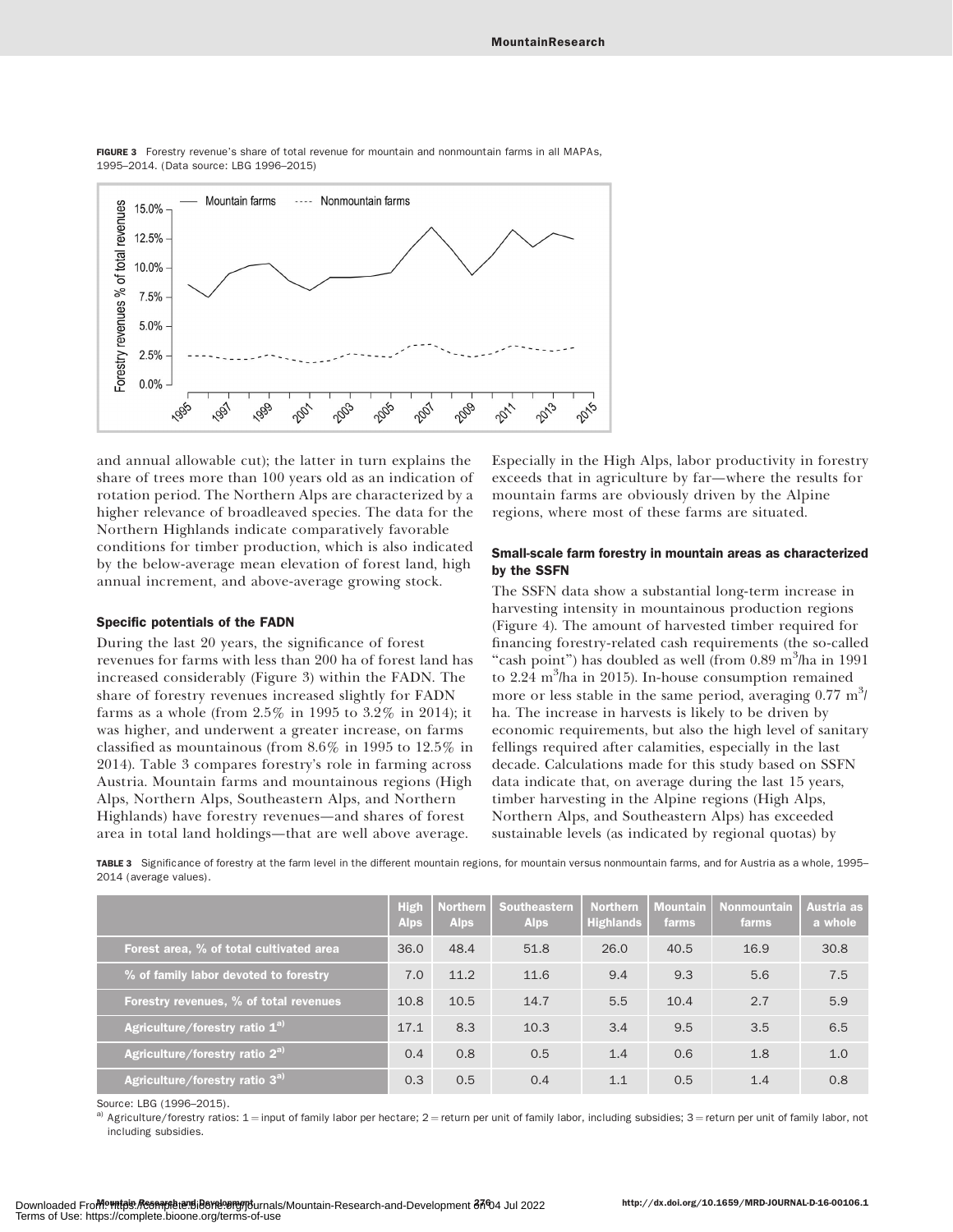FIGURE 3 Forestry revenue's share of total revenue for mountain and nonmountain farms in all MAPAs, 1995–2014. (Data source: LBG 1996–2015)

and annual allowable cut); the latter in turn explains the share of trees more than 100 years old as an indication of rotation period. The Northern Alps are characterized by a higher relevance of broadleaved species. The data for the Northern Highlands indicate comparatively favorable conditions for timber production, which is also indicated by the below-average mean elevation of forest land, high annual increment, and above-average growing stock.

#### Specific potentials of the FADN

During the last 20 years, the significance of forest revenues for farms with less than 200 ha of forest land has increased considerably (Figure 3) within the FADN. The share of forestry revenues increased slightly for FADN farms as a whole (from 2.5% in 1995 to 3.2% in 2014); it was higher, and underwent a greater increase, on farms classified as mountainous (from 8.6% in 1995 to 12.5% in 2014). Table 3 compares forestry's role in farming across Austria. Mountain farms and mountainous regions (High Alps, Northern Alps, Southeastern Alps, and Northern Highlands) have forestry revenues—and shares of forest area in total land holdings—that are well above average. Especially in the High Alps, labor productivity in forestry exceeds that in agriculture by far—where the results for mountain farms are obviously driven by the Alpine regions, where most of these farms are situated.

#### Small-scale farm forestry in mountain areas as characterized by the SSFN

The SSFN data show a substantial long-term increase in harvesting intensity in mountainous production regions (Figure 4). The amount of harvested timber required for financing forestry-related cash requirements (the so-called "cash point") has doubled as well (from 0.89 $m^3$/ha in 1991 to 2.24 $m^3$/ha in 2015). In-house consumption remained more or less stable in the same period, averaging 0.77 $m^3$/ha. The increase in harvests is likely to be driven by economic requirements, but also the high level of sanitary fellings required after calamities, especially in the last decade. Calculations made for this study based on SSFN data indicate that, on average during the last 15 years, timber harvesting in the Alpine regions (High Alps, Northern Alps, and Southeastern Alps) has exceeded sustainable levels (as indicated by regional quotas) by

TABLE 3 Significance of forestry at the farm level in the different mountain regions, for mountain versus nonmountain farms, and for Austria as a whole, 1995–2014 (average values).

| | High Alps | Northern Alps | Southeastern Alps | Northern Highlands | Mountain farms | Nonmountain farms | Austria as a whole |
|---|---|---|---|---|---|---|---|
| Forest area, % of total cultivated area | 36.0 | 48.4 | 51.8 | 26.0 | 40.5 | 16.9 | 30.8 |
| % of family labor devoted to forestry | 7.0 | 11.2 | 11.6 | 9.4 | 9.3 | 5.6 | 7.5 |
| Forestry revenues, % of total revenues | 10.8 | 10.5 | 14.7 | 5.5 | 10.4 | 2.7 | 5.9 |
| Agriculture/forestry ratio 1[a] | 17.1 | 8.3 | 10.3 | 3.4 | 9.5 | 3.5 | 6.5 |
| Agriculture/forestry ratio 2[a] | 0.4 | 0.8 | 0.5 | 1.4 | 0.6 | 1.8 | 1.0 |
| Agriculture/forestry ratio 3[a] | 0.3 | 0.5 | 0.4 | 1.1 | 0.5 | 1.4 | 0.8 |

Source: LBG (1996–2015).

[a] Agriculture/forestry ratios: 1 = input of family labor per hectare; 2 = return per unit of family labor, including subsidies; 3 = return per unit of family labor, not including subsidies.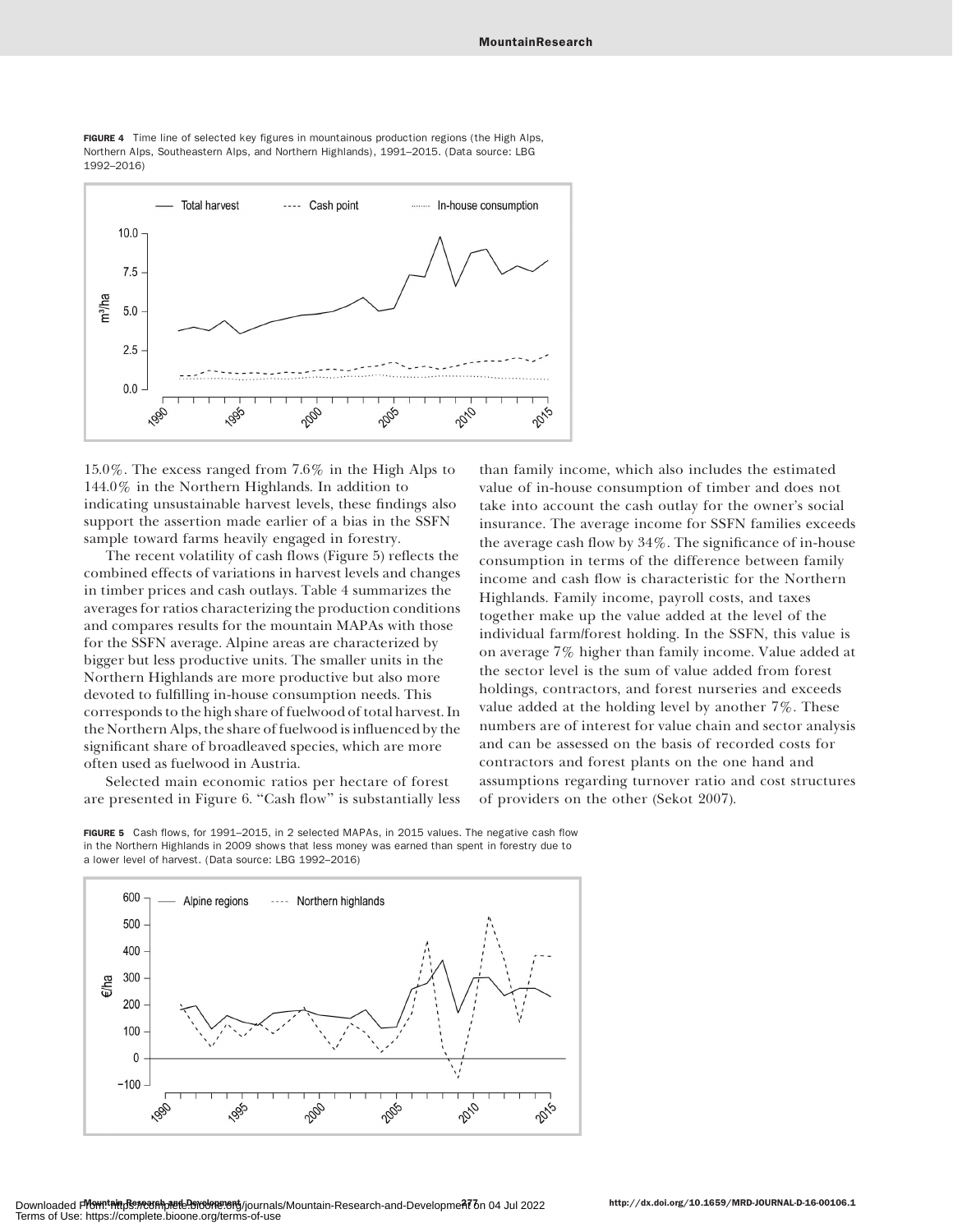FIGURE 4 Time line of selected key figures in mountainous production regions (the High Alps, Northern Alps, Southeastern Alps, and Northern Highlands), 1991–2015. (Data source: LBG 1992–2016)

15.0%. The excess ranged from 7.6% in the High Alps to 144.0% in the Northern Highlands. In addition to indicating unsustainable harvest levels, these findings also support the assertion made earlier of a bias in the SSFN sample toward farms heavily engaged in forestry.

The recent volatility of cash flows (Figure 5) reflects the combined effects of variations in harvest levels and changes in timber prices and cash outlays. Table 4 summarizes the averages for ratios characterizing the production conditions and compares results for the mountain MAPAs with those for the SSFN average. Alpine areas are characterized by bigger but less productive units. The smaller units in the Northern Highlands are more productive but also more devoted to fulfilling in-house consumption needs. This corresponds to the high share of fuelwood of total harvest. In the Northern Alps, the share of fuelwood is influenced by the significant share of broadleaved species, which are more often used as fuelwood in Austria.

Selected main economic ratios per hectare of forest are presented in Figure 6. "Cash flow" is substantially less than family income, which also includes the estimated value of in-house consumption of timber and does not take into account the cash outlay for the owner's social insurance. The average income for SSFN families exceeds the average cash flow by 34%. The significance of in-house consumption in terms of the difference between family income and cash flow is characteristic for the Northern Highlands. Family income, payroll costs, and taxes together make up the value added at the level of the individual farm/forest holding. In the SSFN, this value is on average 7% higher than family income. Value added at the sector level is the sum of value added from forest holdings, contractors, and forest nurseries and exceeds value added at the holding level by another 7%. These numbers are of interest for value chain and sector analysis and can be assessed on the basis of recorded costs for contractors and forest plants on the one hand and assumptions regarding turnover ratio and cost structures of providers on the other (Sekot 2007).

FIGURE 5 Cash flows, for 1991–2015, in 2 selected MAPAs, in 2015 values. The negative cash flow in the Northern Highlands in 2009 shows that less money was earned than spent in forestry due to a lower level of harvest. (Data source: LBG 1992–2016)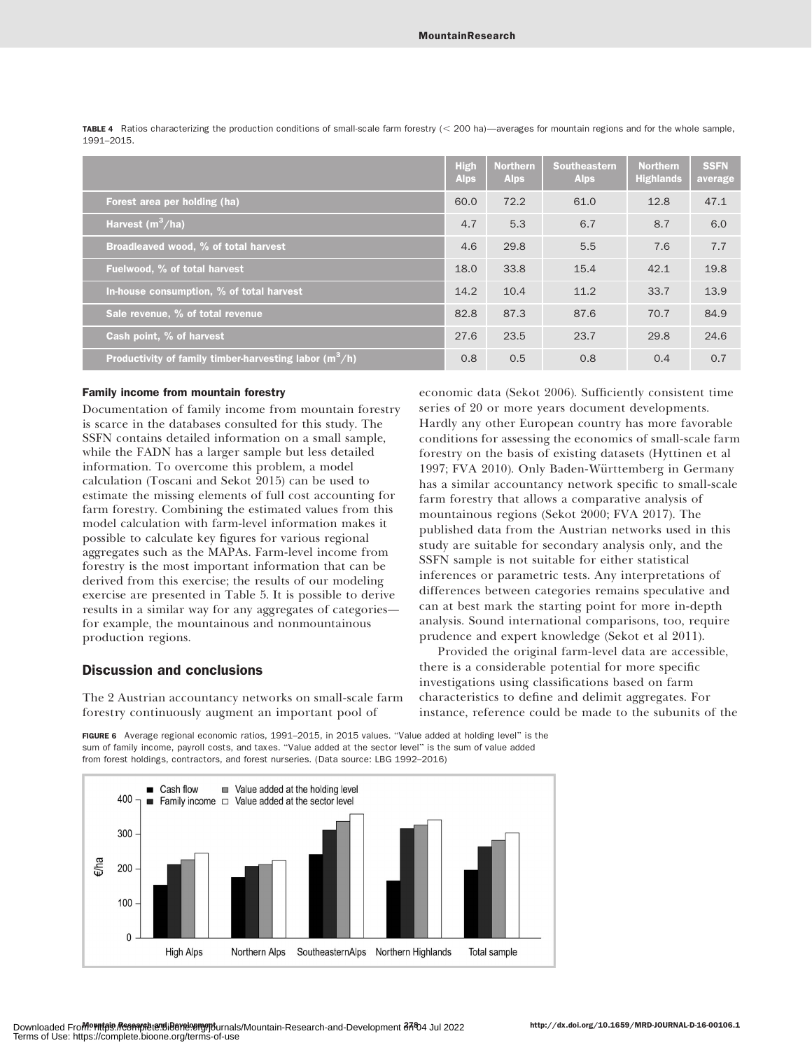**TABLE 4** Ratios characterizing the production conditions of small-scale farm forestry (< 200 ha)—averages for mountain regions and for the whole sample, 1991–2015.

| | High Alps | Northern Alps | Southeastern Alps | Northern Highlands | SSFN average |
|---|---|---|---|---|---|
| Forest area per holding (ha) | 60.0 | 72.2 | 61.0 | 12.8 | 47.1 |
| Harvest ($m^3$/ha) | 4.7 | 5.3 | 6.7 | 8.7 | 6.0 |
| Broadleaved wood, % of total harvest | 4.6 | 29.8 | 5.5 | 7.6 | 7.7 |
| Fuelwood, % of total harvest | 18.0 | 33.8 | 15.4 | 42.1 | 19.8 |
| In-house consumption, % of total harvest | 14.2 | 10.4 | 11.2 | 33.7 | 13.9 |
| Sale revenue, % of total revenue | 82.8 | 87.3 | 87.6 | 70.7 | 84.9 |
| Cash point, % of harvest | 27.6 | 23.5 | 23.7 | 29.8 | 24.6 |
| Productivity of family timber-harvesting labor ($m^3$/h) | 0.8 | 0.5 | 0.8 | 0.4 | 0.7 |

### Family income from mountain forestry

Documentation of family income from mountain forestry is scarce in the databases consulted for this study. The SSFN contains detailed information on a small sample, while the FADN has a larger sample but less detailed information. To overcome this problem, a model calculation (Toscani and Sekot 2015) can be used to estimate the missing elements of full cost accounting for farm forestry. Combining the estimated values from this model calculation with farm-level information makes it possible to calculate key figures for various regional aggregates such as the MAPAs. Farm-level income from forestry is the most important information that can be derived from this exercise; the results of our modeling exercise are presented in Table 5. It is possible to derive results in a similar way for any aggregates of categories—for example, the mountainous and nonmountainous production regions.

## Discussion and conclusions

The 2 Austrian accountancy networks on small-scale farm forestry continuously augment an important pool of economic data (Sekot 2006). Sufficiently consistent time series of 20 or more years document developments. Hardly any other European country has more favorable conditions for assessing the economics of small-scale farm forestry on the basis of existing datasets (Hyttinen et al 1997; FVA 2010). Only Baden-Württemberg in Germany has a similar accountancy network specific to small-scale farm forestry that allows a comparative analysis of mountainous regions (Sekot 2000; FVA 2017). The published data from the Austrian networks used in this study are suitable for secondary analysis only, and the SSFN sample is not suitable for either statistical inferences or parametric tests. Any interpretations of differences between categories remains speculative and can at best mark the starting point for more in-depth analysis. Sound international comparisons, too, require prudence and expert knowledge (Sekot et al 2011).

Provided the original farm-level data are accessible, there is a considerable potential for more specific investigations using classifications based on farm characteristics to define and delimit aggregates. For instance, reference could be made to the subunits of the

**FIGURE 6** Average regional economic ratios, 1991–2015, in 2015 values. "Value added at holding level" is the sum of family income, payroll costs, and taxes. "Value added at the sector level" is the sum of value added from forest holdings, contractors, and forest nurseries. (Data source: LBG 1992–2016)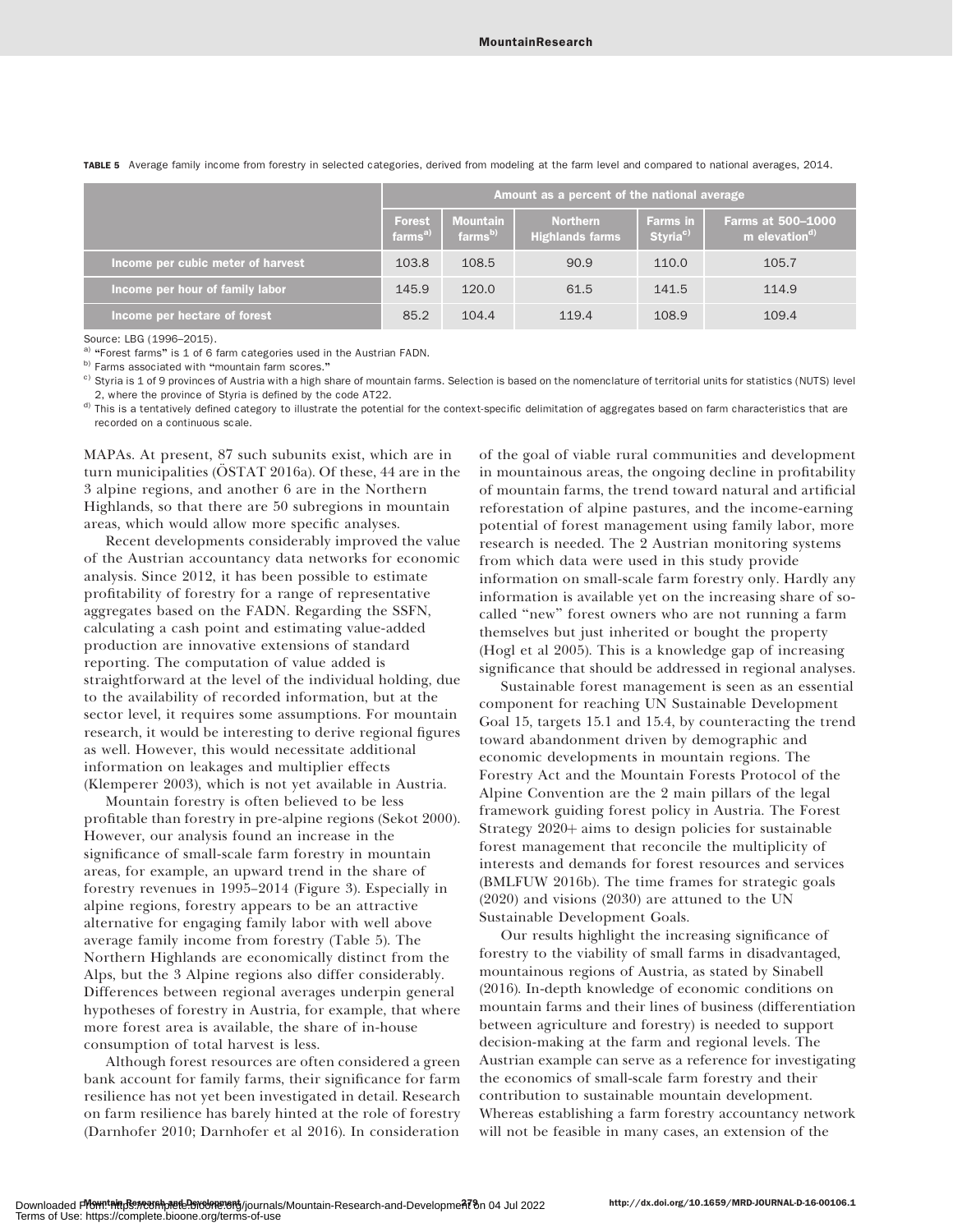**TABLE 5** Average family income from forestry in selected categories, derived from modeling at the farm level and compared to national averages, 2014.

| | Amount as a percent of the national average | | | | |
|---|---|---|---|---|---|
| | Forest farms[a] | Mountain farms[b] | Northern Highlands farms | Farms in Styria[c] | Farms at 500–1000 m elevation[d] |
| Income per cubic meter of harvest | 103.8 | 108.5 | 90.9 | 110.0 | 105.7 |
| Income per hour of family labor | 145.9 | 120.0 | 61.5 | 141.5 | 114.9 |
| Income per hectare of forest | 85.2 | 104.4 | 119.4 | 108.9 | 109.4 |

Source: LBG (1996–2015).

[a] "Forest farms" is 1 of 6 farm categories used in the Austrian FADN.

[b] Farms associated with "mountain farm scores."

[c] Styria is 1 of 9 provinces of Austria with a high share of mountain farms. Selection is based on the nomenclature of territorial units for statistics (NUTS) level 2, where the province of Styria is defined by the code AT22.

[d] This is a tentatively defined category to illustrate the potential for the context-specific delimitation of aggregates based on farm characteristics that are recorded on a continuous scale.

MAPAs. At present, 87 such subunits exist, which are in turn municipalities (ÖSTAT 2016a). Of these, 44 are in the 3 alpine regions, and another 6 are in the Northern Highlands, so that there are 50 subregions in mountain areas, which would allow more specific analyses.

Recent developments considerably improved the value of the Austrian accountancy data networks for economic analysis. Since 2012, it has been possible to estimate profitability of forestry for a range of representative aggregates based on the FADN. Regarding the SSFN, calculating a cash point and estimating value-added production are innovative extensions of standard reporting. The computation of value added is straightforward at the level of the individual holding, due to the availability of recorded information, but at the sector level, it requires some assumptions. For mountain research, it would be interesting to derive regional figures as well. However, this would necessitate additional information on leakages and multiplier effects (Klemperer 2003), which is not yet available in Austria.

Mountain forestry is often believed to be less profitable than forestry in pre-alpine regions (Sekot 2000). However, our analysis found an increase in the significance of small-scale farm forestry in mountain areas, for example, an upward trend in the share of forestry revenues in 1995–2014 (Figure 3). Especially in alpine regions, forestry appears to be an attractive alternative for engaging family labor with well above average family income from forestry (Table 5). The Northern Highlands are economically distinct from the Alps, but the 3 Alpine regions also differ considerably. Differences between regional averages underpin general hypotheses of forestry in Austria, for example, that where more forest area is available, the share of in-house consumption of total harvest is less.

Although forest resources are often considered a green bank account for family farms, their significance for farm resilience has not yet been investigated in detail. Research on farm resilience has barely hinted at the role of forestry (Darnhofer 2010; Darnhofer et al 2016). In consideration of the goal of viable rural communities and development in mountainous areas, the ongoing decline in profitability of mountain farms, the trend toward natural and artificial reforestation of alpine pastures, and the income-earning potential of forest management using family labor, more research is needed. The 2 Austrian monitoring systems from which data were used in this study provide information on small-scale farm forestry only. Hardly any information is available yet on the increasing share of so-called "new" forest owners who are not running a farm themselves but just inherited or bought the property (Hogl et al 2005). This is a knowledge gap of increasing significance that should be addressed in regional analyses.

Sustainable forest management is seen as an essential component for reaching UN Sustainable Development Goal 15, targets 15.1 and 15.4, by counteracting the trend toward abandonment driven by demographic and economic developments in mountain regions. The Forestry Act and the Mountain Forests Protocol of the Alpine Convention are the 2 main pillars of the legal framework guiding forest policy in Austria. The Forest Strategy 2020+ aims to design policies for sustainable forest management that reconcile the multiplicity of interests and demands for forest resources and services (BMLFUW 2016b). The time frames for strategic goals (2020) and visions (2030) are attuned to the UN Sustainable Development Goals.

Our results highlight the increasing significance of forestry to the viability of small farms in disadvantaged, mountainous regions of Austria, as stated by Sinabell (2016). In-depth knowledge of economic conditions on mountain farms and their lines of business (differentiation between agriculture and forestry) is needed to support decision-making at the farm and regional levels. The Austrian example can serve as a reference for investigating the economics of small-scale farm forestry and their contribution to sustainable mountain development. Whereas establishing a farm forestry accountancy network will not be feasible in many cases, an extension of the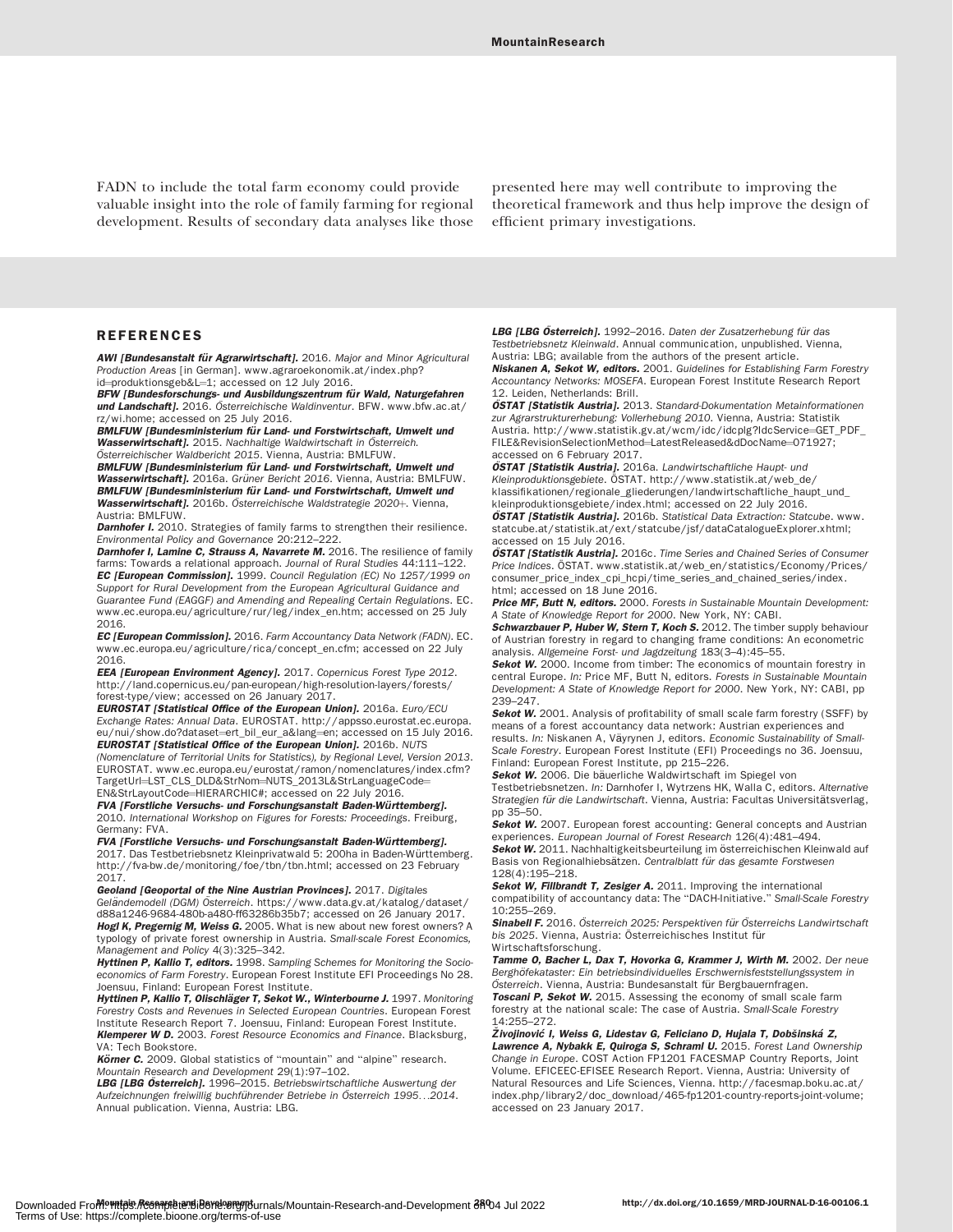FADN to include the total farm economy could provide valuable insight into the role of family farming for regional development. Results of secondary data analyses like those presented here may well contribute to improving the theoretical framework and thus help improve the design of efficient primary investigations.

## REFERENCES

***AWI [Bundesanstalt für Agrarwirtschaft].*** 2016. *Major and Minor Agricultural Production Areas* [in German]. www.agraroekonomik.at/index.php?id=produktionsgeb&L=1; accessed on 12 July 2016.

***BFW [Bundesforschungs- und Ausbildungszentrum für Wald, Naturgefahren und Landschaft].*** 2016. *Österreichische Waldinventur*. BFW. www.bfw.ac.at/rz/wi.home; accessed on 25 July 2016.

***BMLFUW [Bundesministerium für Land- und Forstwirtschaft, Umwelt und Wasserwirtschaft].*** 2015. *Nachhaltige Waldwirtschaft in Österreich. Österreichischer Waldbericht 2015*. Vienna, Austria: BMLFUW.

***BMLFUW [Bundesministerium für Land- und Forstwirtschaft, Umwelt und Wasserwirtschaft].*** 2016a. *Grüner Bericht 2016*. Vienna, Austria: BMLFUW.

***BMLFUW [Bundesministerium für Land- und Forstwirtschaft, Umwelt und Wasserwirtschaft].*** 2016b. *Österreichische Waldstrategie 2020+*. Vienna, Austria: BMLFUW.

***Darnhofer I.*** 2010. Strategies of family farms to strengthen their resilience. *Environmental Policy and Governance* 20:212–222.

***Darnhofer I, Lamine C, Strauss A, Navarrete M.*** 2016. The resilience of family farms: Towards a relational approach. *Journal of Rural Studies* 44:111–122.

***EC [European Commission].*** 1999. *Council Regulation (EC) No 1257/1999 on Support for Rural Development from the European Agricultural Guidance and Guarantee Fund (EAGGF) and Amending and Repealing Certain Regulations*. EC. www.ec.europa.eu/agriculture/rur/leg/index_en.htm; accessed on 25 July 2016.

***EC [European Commission].*** 2016. *Farm Accountancy Data Network (FADN)*. EC. www.ec.europa.eu/agriculture/rica/concept_en.cfm; accessed on 22 July 2016.

***EEA [European Environment Agency].*** 2017. *Copernicus Forest Type 2012*. http://land.copernicus.eu/pan-european/high-resolution-layers/forests/forest-type/view; accessed on 26 January 2017.

***EUROSTAT [Statistical Office of the European Union].*** 2016a. *Euro/ECU Exchange Rates: Annual Data*. EUROSTAT. http://appsso.eurostat.ec.europa.eu/nui/show.do?dataset=ert_bil_eur_a&lang=en; accessed on 15 July 2016.

***EUROSTAT [Statistical Office of the European Union].*** 2016b. *NUTS (Nomenclature of Territorial Units for Statistics), by Regional Level, Version 2013*. EUROSTAT. www.ec.europa.eu/eurostat/ramon/nomenclatures/index.cfm?TargetUrl=LST_CLS_DLD&StrNom=NUTS_2013L&StrLanguageCode=EN&StrLayoutCode=HIERARCHIC#; accessed on 22 July 2016.

***FVA [Forstliche Versuchs- und Forschungsanstalt Baden-Württemberg].*** 2010. *International Workshop on Figures for Forests: Proceedings*. Freiburg, Germany: FVA.

***FVA [Forstliche Versuchs- und Forschungsanstalt Baden-Württemberg].*** 2017. Das Testbetriebsnetz Kleinprivatwald 5: 200ha in Baden-Württemberg. http://fva-bw.de/monitoring/foe/tbn/tbn.html; accessed on 23 February 2017.

***Geoland [Geoportal of the Nine Austrian Provinces].*** 2017. *Digitales Geländemodell (DGM) Österreich*. https://www.data.gv.at/katalog/dataset/d88a1246-9684-480b-a480-ff63286b35b7; accessed on 26 January 2017.

***Hogl K, Pregernig M, Weiss G.*** 2005. What is new about new forest owners? A typology of private forest ownership in Austria. *Small-scale Forest Economics, Management and Policy* 4(3):325–342.

***Hyttinen P, Kallio T, editors.*** 1998. *Sampling Schemes for Monitoring the Socio-economics of Farm Forestry*. European Forest Institute EFI Proceedings No 28. Joensuu, Finland: European Forest Institute.

***Hyttinen P, Kallio T, Olischläger T, Sekot W, Winterbourne J.*** 1997. *Monitoring Forestry Costs and Revenues in Selected European Countries*. European Forest Institute Research Report 7. Joensuu, Finland: European Forest Institute.

***Klemperer W D.*** 2003. *Forest Resource Economics and Finance*. Blacksburg, VA: Tech Bookstore.

***Körner C.*** 2009. Global statistics of "mountain" and "alpine" research. *Mountain Research and Development* 29(1):97–102.

***LBG [LBG Österreich].*** 1996–2015. *Betriebswirtschaftliche Auswertung der Aufzeichnungen freiwillig buchführender Betriebe in Österreich 1995…2014*. Annual publication. Vienna, Austria: LBG.

***LBG [LBG Österreich].*** 1992–2016. *Daten der Zusatzerhebung für das Testbetriebsnetz Kleinwald*. Annual communication, unpublished. Vienna, Austria: LBG; available from the authors of the present article.

***Niskanen A, Sekot W, editors.*** 2001. *Guidelines for Establishing Farm Forestry Accountancy Networks: MOSEFA*. European Forest Institute Research Report 12. Leiden, Netherlands: Brill.

***ÖSTAT [Statistik Austria].*** 2013. *Standard-Dokumentation Metainformationen zur Agrarstrukturerhebung: Vollerhebung 2010*. Vienna, Austria: Statistik Austria. http://www.statistik.gv.at/wcm/idc/idcplg?IdcService=GET_PDF_FILE&RevisionSelectionMethod=LatestReleased&dDocName=071927; accessed on 6 February 2017.

***ÖSTAT [Statistik Austria].*** 2016a. *Landwirtschaftliche Haupt- und Kleinproduktionsgebiete*. ÖSTAT. http://www.statistik.at/web_de/klassifikationen/regionale_gliederungen/landwirtschaftliche_haupt_und_kleinproduktionsgebiete/index.html; accessed on 22 July 2016.

***ÖSTAT [Statistik Austria].*** 2016b. *Statistical Data Extraction: Statcube*. www.statcube.at/statistik.at/ext/statcube/jsf/dataCatalogueExplorer.xhtml; accessed on 15 July 2016.

***ÖSTAT [Statistik Austria].*** 2016c. *Time Series and Chained Series of Consumer Price Indices*. ÖSTAT. www.statistik.at/web_en/statistics/Economy/Prices/consumer_price_index_cpi_hcpi/time_series_and_chained_series/index.html; accessed on 18 June 2016.

***Price MF, Butt N, editors.*** 2000. *Forests in Sustainable Mountain Development: A State of Knowledge Report for 2000*. New York, NY: CABI.

***Schwarzbauer P, Huber W, Stern T, Koch S.*** 2012. The timber supply behaviour of Austrian forestry in regard to changing frame conditions: An econometric analysis. *Allgemeine Forst- und Jagdzeitung* 183(3–4):45–55.

***Sekot W.*** 2000. Income from timber: The economics of mountain forestry in central Europe. *In:* Price MF, Butt N, editors. *Forests in Sustainable Mountain Development: A State of Knowledge Report for 2000*. New York, NY: CABI, pp 239–247.

***Sekot W.*** 2001. Analysis of profitability of small scale farm forestry (SSFF) by means of a forest accountancy data network: Austrian experiences and results. *In:* Niskanen A, Väyrynen J, editors. *Economic Sustainability of Small-Scale Forestry*. European Forest Institute (EFI) Proceedings no 36. Joensuu, Finland: European Forest Institute, pp 215–226.

***Sekot W.*** 2006. Die bäuerliche Waldwirtschaft im Spiegel von Testbetriebsnetzen. *In:* Darnhofer I, Wytrzens HK, Walla C, editors. *Alternative Strategien für die Landwirtschaft*. Vienna, Austria: Facultas Universitätsverlag, pp 35–50.

***Sekot W.*** 2007. European forest accounting: General concepts and Austrian experiences. *European Journal of Forest Research* 126(4):481–494.

***Sekot W.*** 2011. Nachhaltigkeitsbeurteilung im österreichischen Kleinwald auf Basis von Regionalhiebsätzen. *Centralblatt für das gesamte Forstwesen* 128(4):195–218.

***Sekot W, Fillbrandt T, Zesiger A.*** 2011. Improving the international compatibility of accountancy data: The "DACH-Initiative." *Small-Scale Forestry* 10:255–269.

***Sinabell F.*** 2016. *Österreich 2025: Perspektiven für Österreichs Landwirtschaft bis 2025*. Vienna, Austria: Österreichisches Institut für Wirtschaftsforschung.

***Tamme O, Bacher L, Dax T, Hovorka G, Krammer J, Wirth M.*** 2002. *Der neue Berghöfekataster: Ein betriebsindividuelles Erschwernisfeststellungssystem in Österreich*. Vienna, Austria: Bundesanstalt für Bergbauernfragen.

***Toscani P, Sekot W.*** 2015. Assessing the economy of small scale farm forestry at the national scale: The case of Austria. *Small-Scale Forestry* 14:255–272.

***Živojinović I, Weiss G, Lidestav G, Feliciano D, Hujala T, Dobšinská Z, Lawrence A, Nybakk E, Quiroga S, Schraml U.*** 2015. *Forest Land Ownership Change in Europe*. COST Action FP1201 FACESMAP Country Reports, Joint Volume. EFICEEC-EFISEE Research Report. Vienna, Austria: University of Natural Resources and Life Sciences, Vienna. http://facesmap.boku.ac.at/index.php/library2/doc_download/465-fp1201-country-reports-joint-volume; accessed on 23 January 2017.